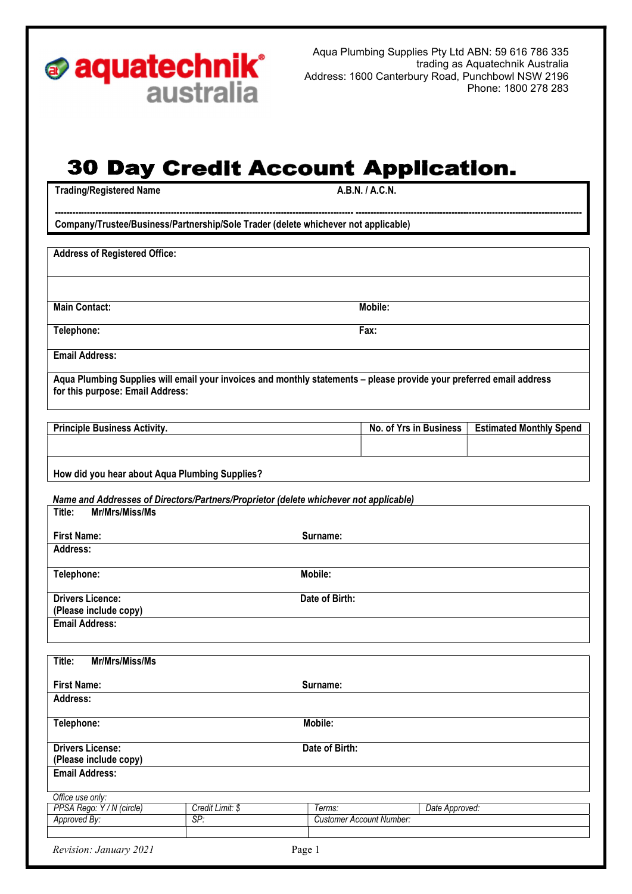aquatechnik australia

Aqua Plumbing Supplies Pty Ltd ABN: 59 616 786 335
trading as Aquatechnik Australia
Address: 1600 Canterbury Road, Punchbowl NSW 2196
Phone: 1800 278 283

# 30 Day Credit Account Application.

| **Trading/Registered Name** | **A.B.N. / A.C.N.** |
|---|---|
| ------------------------------------------------------------------- | ------------------------------------------------------------------- |
| **Company/Trustee/Business/Partnership/Sole Trader (delete whichever not applicable)** | |

| | |
|---|---|
| **Address of Registered Office:** | |
| | |
| **Main Contact:** | **Mobile:** |
| **Telephone:** | **Fax:** |
| **Email Address:** | |
| **Aqua Plumbing Supplies will email your invoices and monthly statements – please provide your preferred email address for this purpose: Email Address:** | |

| **Principle Business Activity.** | **No. of Yrs in Business** | **Estimated Monthly Spend** |
|---|---|---|
| | | |
| **How did you hear about Aqua Plumbing Supplies?** | | |

***Name and Addresses of Directors/Partners/Proprietor (delete whichever not applicable)***

| | |
|---|---|
| **Title: Mr/Mrs/Miss/Ms** | |
| **First Name:** | **Surname:** |
| **Address:** | |
| **Telephone:** | **Mobile:** |
| **Drivers Licence: (Please include copy)** | **Date of Birth:** |
| **Email Address:** | |

| | |
|---|---|
| **Title: Mr/Mrs/Miss/Ms** | |
| **First Name:** | **Surname:** |
| **Address:** | |
| **Telephone:** | **Mobile:** |
| **Drivers License: (Please include copy)** | **Date of Birth:** |
| **Email Address:** | |

*Office use only:*

| *PPSA Rego: Y / N (circle)* | *Credit Limit: $* | *Terms:* | *Date Approved:* |
|---|---|---|---|
| *Approved By:* | *SP:* | *Customer Account Number:* | |
| | | | |

*Revision: January 2021*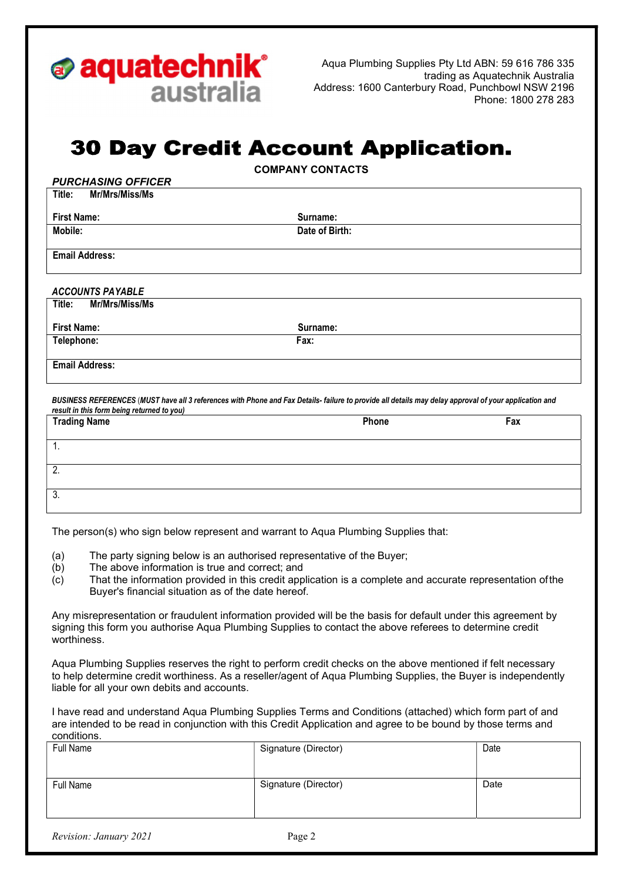aquatechnik australia

Aqua Plumbing Supplies Pty Ltd ABN: 59 616 786 335
trading as Aquatechnik Australia
Address: 1600 Canterbury Road, Punchbowl NSW 2196
Phone: 1800 278 283

# 30 Day Credit Account Application.

**COMPANY CONTACTS**

***PURCHASING OFFICER***

| | |
|---|---|
| **Title:** **Mr/Mrs/Miss/Ms** | |
| **First Name:** | **Surname:** |
| **Mobile:** | **Date of Birth:** |
| **Email Address:** | |

***ACCOUNTS PAYABLE***

| | |
|---|---|
| **Title:** **Mr/Mrs/Miss/Ms** | |
| **First Name:** | **Surname:** |
| **Telephone:** | **Fax:** |
| **Email Address:** | |

***BUSINESS REFERENCES** (MUST have all 3 references with Phone and Fax Details- failure to provide all details may delay approval of your application and result in this form being returned to you)*

| Trading Name | Phone | Fax |
|---|---|---|
| 1. | | |
| 2. | | |
| 3. | | |

The person(s) who sign below represent and warrant to Aqua Plumbing Supplies that:

(a) The party signing below is an authorised representative of the Buyer;
(b) The above information is true and correct; and
(c) That the information provided in this credit application is a complete and accurate representation of the Buyer's financial situation as of the date hereof.

Any misrepresentation or fraudulent information provided will be the basis for default under this agreement by signing this form you authorise Aqua Plumbing Supplies to contact the above referees to determine credit worthiness.

Aqua Plumbing Supplies reserves the right to perform credit checks on the above mentioned if felt necessary to help determine credit worthiness. As a reseller/agent of Aqua Plumbing Supplies, the Buyer is independently liable for all your own debits and accounts.

I have read and understand Aqua Plumbing Supplies Terms and Conditions (attached) which form part of and are intended to be read in conjunction with this Credit Application and agree to be bound by those terms and conditions.

| Full Name | Signature (Director) | Date |
|---|---|---|
| Full Name | Signature (Director) | Date |

*Revision: January 2021*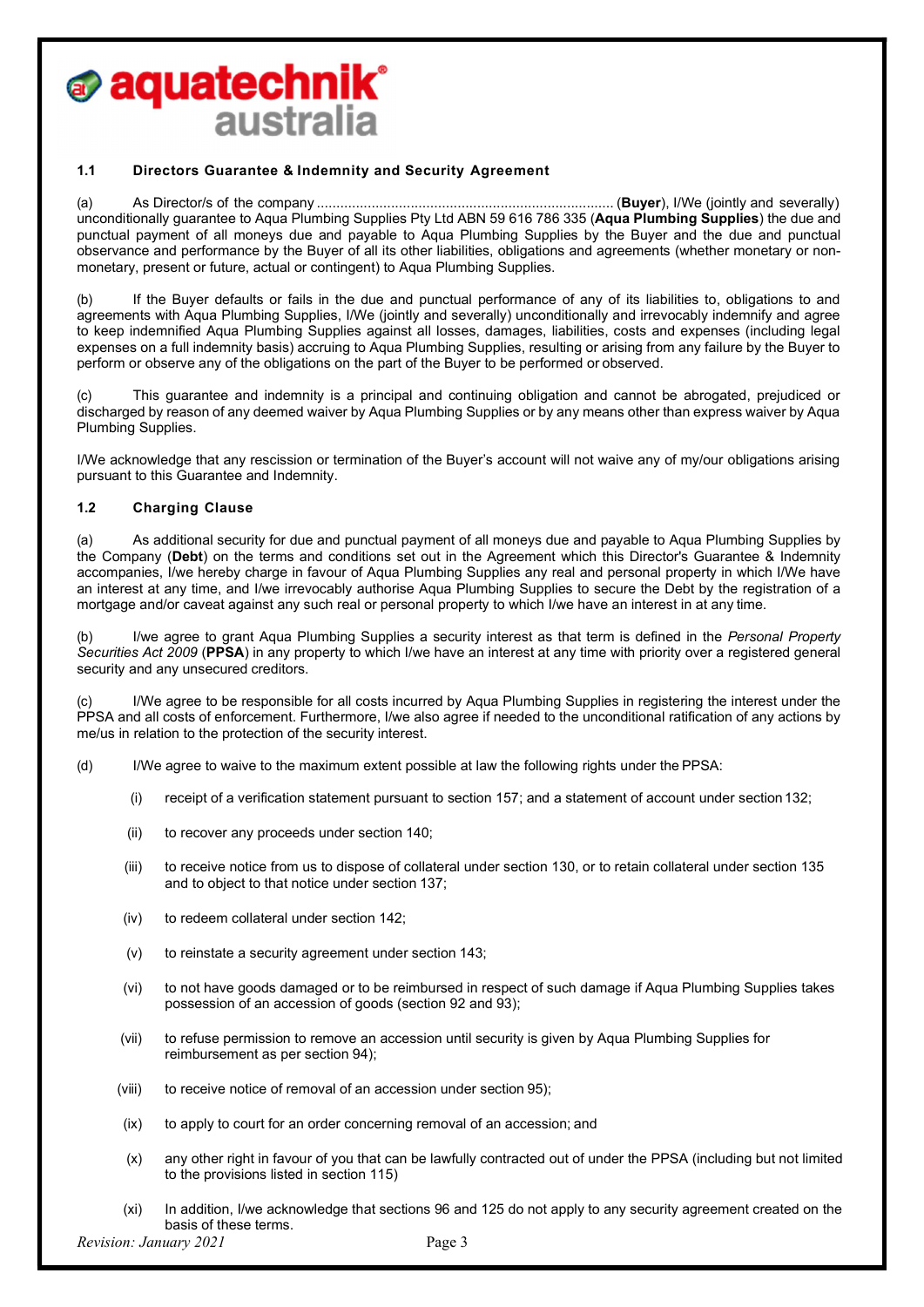## 1.1 Directors Guarantee & Indemnity and Security Agreement

(a) As Director/s of the company ........................................................................ (**Buyer**), I/We (jointly and severally) unconditionally guarantee to Aqua Plumbing Supplies Pty Ltd ABN 59 616 786 335 (**Aqua Plumbing Supplies**) the due and punctual payment of all moneys due and payable to Aqua Plumbing Supplies by the Buyer and the due and punctual observance and performance by the Buyer of all its other liabilities, obligations and agreements (whether monetary or non-monetary, present or future, actual or contingent) to Aqua Plumbing Supplies.

(b) If the Buyer defaults or fails in the due and punctual performance of any of its liabilities to, obligations to and agreements with Aqua Plumbing Supplies, I/We (jointly and severally) unconditionally and irrevocably indemnify and agree to keep indemnified Aqua Plumbing Supplies against all losses, damages, liabilities, costs and expenses (including legal expenses on a full indemnity basis) accruing to Aqua Plumbing Supplies, resulting or arising from any failure by the Buyer to perform or observe any of the obligations on the part of the Buyer to be performed or observed.

(c) This guarantee and indemnity is a principal and continuing obligation and cannot be abrogated, prejudiced or discharged by reason of any deemed waiver by Aqua Plumbing Supplies or by any means other than express waiver by Aqua Plumbing Supplies.

I/We acknowledge that any rescission or termination of the Buyer's account will not waive any of my/our obligations arising pursuant to this Guarantee and Indemnity.

## 1.2 Charging Clause

(a) As additional security for due and punctual payment of all moneys due and payable to Aqua Plumbing Supplies by the Company (**Debt**) on the terms and conditions set out in the Agreement which this Director's Guarantee & Indemnity accompanies, I/we hereby charge in favour of Aqua Plumbing Supplies any real and personal property in which I/We have an interest at any time, and I/we irrevocably authorise Aqua Plumbing Supplies to secure the Debt by the registration of a mortgage and/or caveat against any such real or personal property to which I/we have an interest in at any time.

(b) I/we agree to grant Aqua Plumbing Supplies a security interest as that term is defined in the *Personal Property Securities Act 2009* (**PPSA**) in any property to which I/we have an interest at any time with priority over a registered general security and any unsecured creditors.

(c) I/We agree to be responsible for all costs incurred by Aqua Plumbing Supplies in registering the interest under the PPSA and all costs of enforcement. Furthermore, I/we also agree if needed to the unconditional ratification of any actions by me/us in relation to the protection of the security interest.

(d) I/We agree to waive to the maximum extent possible at law the following rights under the PPSA:

- (i) receipt of a verification statement pursuant to section 157; and a statement of account under section 132;
- (ii) to recover any proceeds under section 140;
- (iii) to receive notice from us to dispose of collateral under section 130, or to retain collateral under section 135 and to object to that notice under section 137;
- (iv) to redeem collateral under section 142;
- (v) to reinstate a security agreement under section 143;
- (vi) to not have goods damaged or to be reimbursed in respect of such damage if Aqua Plumbing Supplies takes possession of an accession of goods (section 92 and 93);
- (vii) to refuse permission to remove an accession until security is given by Aqua Plumbing Supplies for reimbursement as per section 94);
- (viii) to receive notice of removal of an accession under section 95);
- (ix) to apply to court for an order concerning removal of an accession; and
- (x) any other right in favour of you that can be lawfully contracted out of under the PPSA (including but not limited to the provisions listed in section 115)
- (xi) In addition, I/we acknowledge that sections 96 and 125 do not apply to any security agreement created on the basis of these terms.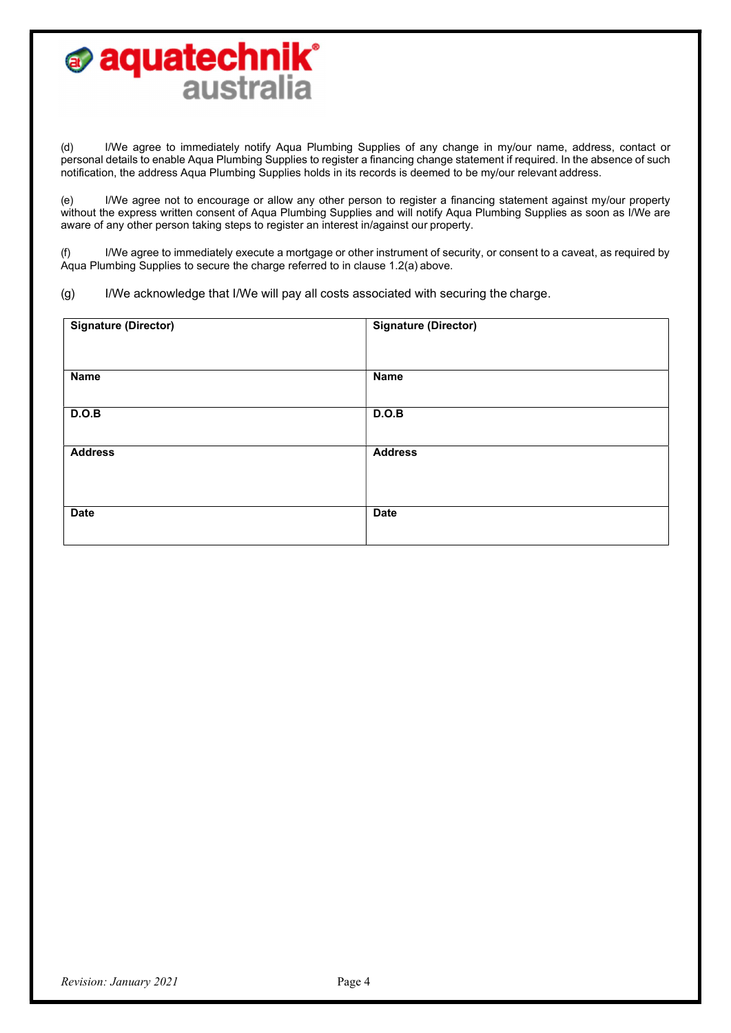(d) I/We agree to immediately notify Aqua Plumbing Supplies of any change in my/our name, address, contact or personal details to enable Aqua Plumbing Supplies to register a financing change statement if required. In the absence of such notification, the address Aqua Plumbing Supplies holds in its records is deemed to be my/our relevant address.

(e) I/We agree not to encourage or allow any other person to register a financing statement against my/our property without the express written consent of Aqua Plumbing Supplies and will notify Aqua Plumbing Supplies as soon as I/We are aware of any other person taking steps to register an interest in/against our property.

(f) I/We agree to immediately execute a mortgage or other instrument of security, or consent to a caveat, as required by Aqua Plumbing Supplies to secure the charge referred to in clause 1.2(a) above.

(g) I/We acknowledge that I/We will pay all costs associated with securing the charge.

| **Signature (Director)** | **Signature (Director)** |
|---|---|
| **Name** | **Name** |
| **D.O.B** | **D.O.B** |
| **Address** | **Address** |
| **Date** | **Date** |

*Revision: January 2021*